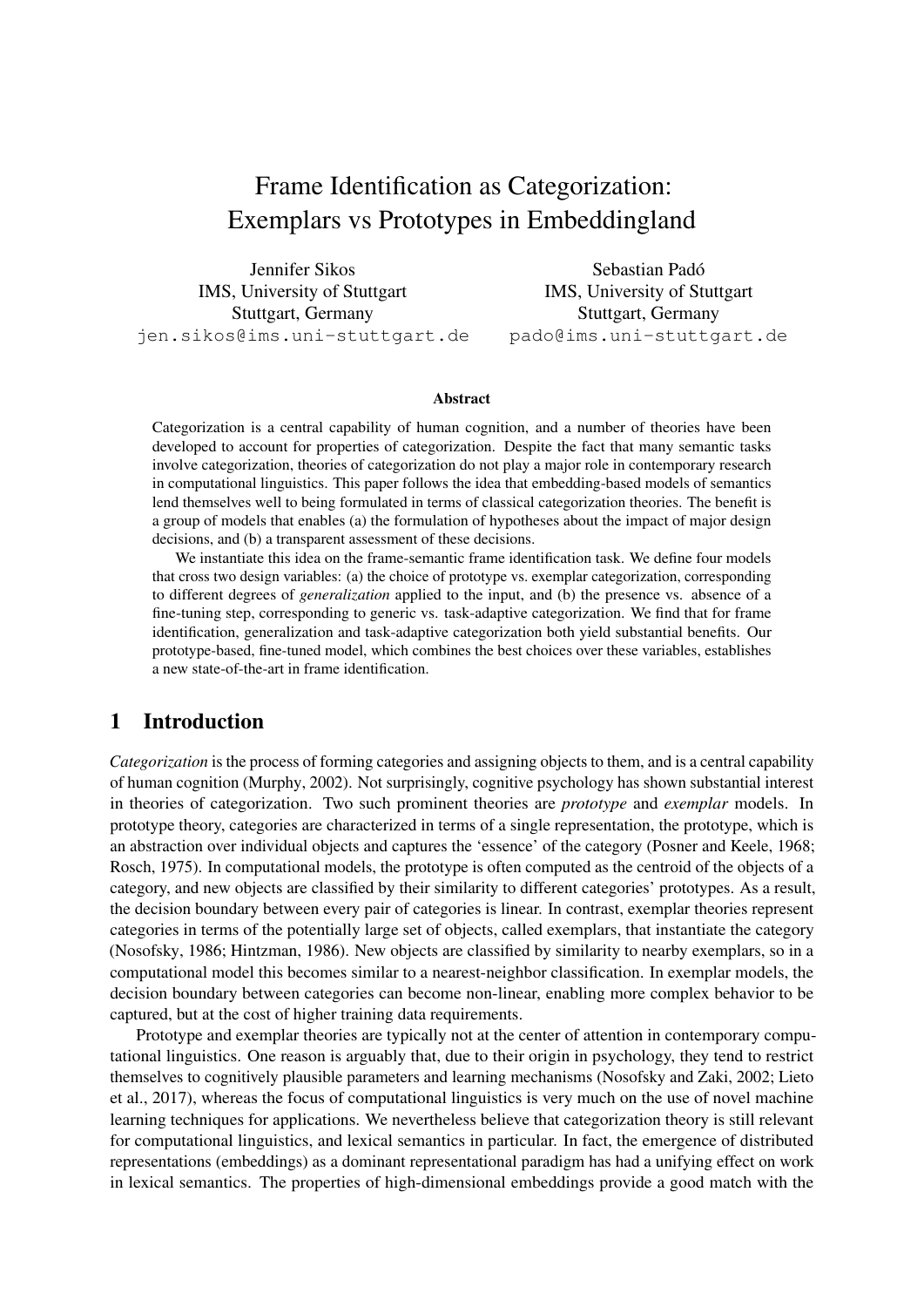# Frame Identification as Categorization: Exemplars vs Prototypes in Embeddingland

Jennifer Sikos
IMS, University of Stuttgart
Stuttgart, Germany
jen.sikos@ims.uni-stuttgart.de

Sebastian Padó
IMS, University of Stuttgart
Stuttgart, Germany
pado@ims.uni-stuttgart.de

## Abstract

Categorization is a central capability of human cognition, and a number of theories have been developed to account for properties of categorization. Despite the fact that many semantic tasks involve categorization, theories of categorization do not play a major role in contemporary research in computational linguistics. This paper follows the idea that embedding-based models of semantics lend themselves well to being formulated in terms of classical categorization theories. The benefit is a group of models that enables (a) the formulation of hypotheses about the impact of major design decisions, and (b) a transparent assessment of these decisions.

We instantiate this idea on the frame-semantic frame identification task. We define four models that cross two design variables: (a) the choice of prototype vs. exemplar categorization, corresponding to different degrees of *generalization* applied to the input, and (b) the presence vs. absence of a fine-tuning step, corresponding to generic vs. task-adaptive categorization. We find that for frame identification, generalization and task-adaptive categorization both yield substantial benefits. Our prototype-based, fine-tuned model, which combines the best choices over these variables, establishes a new state-of-the-art in frame identification.

## 1 Introduction

*Categorization* is the process of forming categories and assigning objects to them, and is a central capability of human cognition (Murphy, 2002). Not surprisingly, cognitive psychology has shown substantial interest in theories of categorization. Two such prominent theories are *prototype* and *exemplar* models. In prototype theory, categories are characterized in terms of a single representation, the prototype, which is an abstraction over individual objects and captures the 'essence' of the category (Posner and Keele, 1968; Rosch, 1975). In computational models, the prototype is often computed as the centroid of the objects of a category, and new objects are classified by their similarity to different categories' prototypes. As a result, the decision boundary between every pair of categories is linear. In contrast, exemplar theories represent categories in terms of the potentially large set of objects, called exemplars, that instantiate the category (Nosofsky, 1986; Hintzman, 1986). New objects are classified by similarity to nearby exemplars, so in a computational model this becomes similar to a nearest-neighbor classification. In exemplar models, the decision boundary between categories can become non-linear, enabling more complex behavior to be captured, but at the cost of higher training data requirements.

Prototype and exemplar theories are typically not at the center of attention in contemporary computational linguistics. One reason is arguably that, due to their origin in psychology, they tend to restrict themselves to cognitively plausible parameters and learning mechanisms (Nosofsky and Zaki, 2002; Lieto et al., 2017), whereas the focus of computational linguistics is very much on the use of novel machine learning techniques for applications. We nevertheless believe that categorization theory is still relevant for computational linguistics, and lexical semantics in particular. In fact, the emergence of distributed representations (embeddings) as a dominant representational paradigm has had a unifying effect on work in lexical semantics. The properties of high-dimensional embeddings provide a good match with the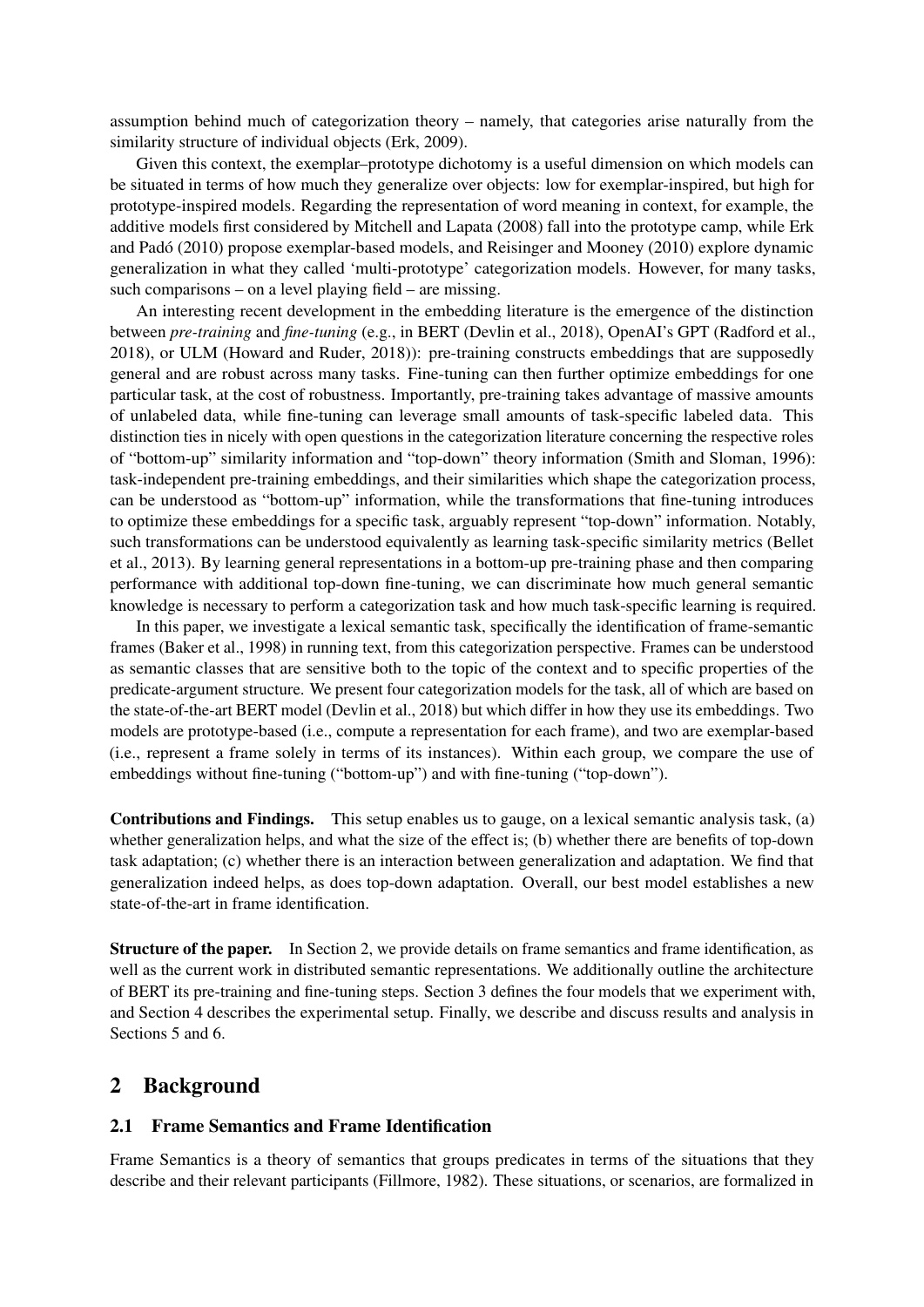assumption behind much of categorization theory – namely, that categories arise naturally from the similarity structure of individual objects (Erk, 2009).

Given this context, the exemplar–prototype dichotomy is a useful dimension on which models can be situated in terms of how much they generalize over objects: low for exemplar-inspired, but high for prototype-inspired models. Regarding the representation of word meaning in context, for example, the additive models first considered by Mitchell and Lapata (2008) fall into the prototype camp, while Erk and Padó (2010) propose exemplar-based models, and Reisinger and Mooney (2010) explore dynamic generalization in what they called 'multi-prototype' categorization models. However, for many tasks, such comparisons – on a level playing field – are missing.

An interesting recent development in the embedding literature is the emergence of the distinction between *pre-training* and *fine-tuning* (e.g., in BERT (Devlin et al., 2018), OpenAI's GPT (Radford et al., 2018), or ULM (Howard and Ruder, 2018)): pre-training constructs embeddings that are supposedly general and are robust across many tasks. Fine-tuning can then further optimize embeddings for one particular task, at the cost of robustness. Importantly, pre-training takes advantage of massive amounts of unlabeled data, while fine-tuning can leverage small amounts of task-specific labeled data. This distinction ties in nicely with open questions in the categorization literature concerning the respective roles of "bottom-up" similarity information and "top-down" theory information (Smith and Sloman, 1996): task-independent pre-training embeddings, and their similarities which shape the categorization process, can be understood as "bottom-up" information, while the transformations that fine-tuning introduces to optimize these embeddings for a specific task, arguably represent "top-down" information. Notably, such transformations can be understood equivalently as learning task-specific similarity metrics (Bellet et al., 2013). By learning general representations in a bottom-up pre-training phase and then comparing performance with additional top-down fine-tuning, we can discriminate how much general semantic knowledge is necessary to perform a categorization task and how much task-specific learning is required.

In this paper, we investigate a lexical semantic task, specifically the identification of frame-semantic frames (Baker et al., 1998) in running text, from this categorization perspective. Frames can be understood as semantic classes that are sensitive both to the topic of the context and to specific properties of the predicate-argument structure. We present four categorization models for the task, all of which are based on the state-of-the-art BERT model (Devlin et al., 2018) but which differ in how they use its embeddings. Two models are prototype-based (i.e., compute a representation for each frame), and two are exemplar-based (i.e., represent a frame solely in terms of its instances). Within each group, we compare the use of embeddings without fine-tuning ("bottom-up") and with fine-tuning ("top-down").

**Contributions and Findings.** This setup enables us to gauge, on a lexical semantic analysis task, (a) whether generalization helps, and what the size of the effect is; (b) whether there are benefits of top-down task adaptation; (c) whether there is an interaction between generalization and adaptation. We find that generalization indeed helps, as does top-down adaptation. Overall, our best model establishes a new state-of-the-art in frame identification.

**Structure of the paper.** In Section 2, we provide details on frame semantics and frame identification, as well as the current work in distributed semantic representations. We additionally outline the architecture of BERT its pre-training and fine-tuning steps. Section 3 defines the four models that we experiment with, and Section 4 describes the experimental setup. Finally, we describe and discuss results and analysis in Sections 5 and 6.

## 2 Background

### 2.1 Frame Semantics and Frame Identification

Frame Semantics is a theory of semantics that groups predicates in terms of the situations that they describe and their relevant participants (Fillmore, 1982). These situations, or scenarios, are formalized in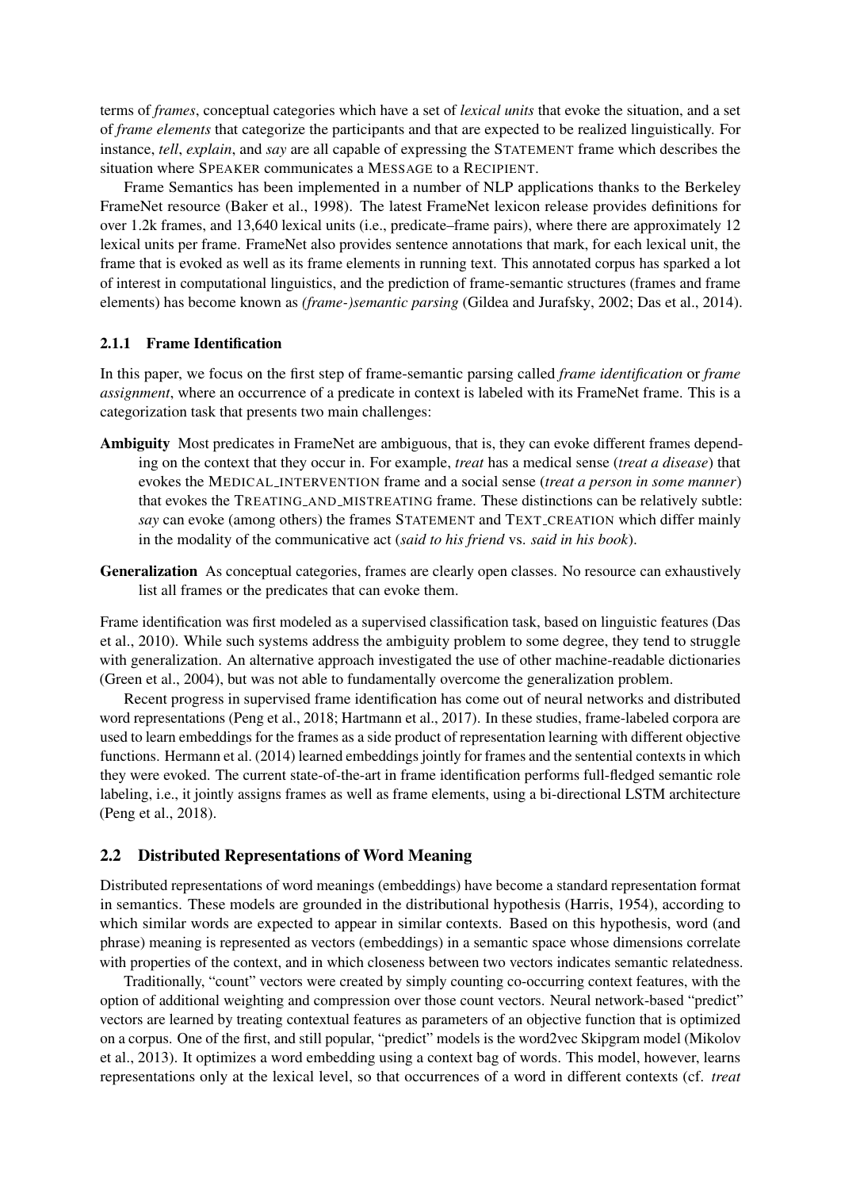terms of *frames*, conceptual categories which have a set of *lexical units* that evoke the situation, and a set of *frame elements* that categorize the participants and that are expected to be realized linguistically. For instance, *tell*, *explain*, and *say* are all capable of expressing the STATEMENT frame which describes the situation where SPEAKER communicates a MESSAGE to a RECIPIENT.

Frame Semantics has been implemented in a number of NLP applications thanks to the Berkeley FrameNet resource (Baker et al., 1998). The latest FrameNet lexicon release provides definitions for over 1.2k frames, and 13,640 lexical units (i.e., predicate–frame pairs), where there are approximately 12 lexical units per frame. FrameNet also provides sentence annotations that mark, for each lexical unit, the frame that is evoked as well as its frame elements in running text. This annotated corpus has sparked a lot of interest in computational linguistics, and the prediction of frame-semantic structures (frames and frame elements) has become known as *(frame-)semantic parsing* (Gildea and Jurafsky, 2002; Das et al., 2014).

### 2.1.1 Frame Identification

In this paper, we focus on the first step of frame-semantic parsing called *frame identification* or *frame assignment*, where an occurrence of a predicate in context is labeled with its FrameNet frame. This is a categorization task that presents two main challenges:

**Ambiguity** Most predicates in FrameNet are ambiguous, that is, they can evoke different frames depending on the context that they occur in. For example, *treat* has a medical sense (*treat a disease*) that evokes the MEDICAL_INTERVENTION frame and a social sense (*treat a person in some manner*) that evokes the TREATING_AND_MISTREATING frame. These distinctions can be relatively subtle: *say* can evoke (among others) the frames STATEMENT and TEXT_CREATION which differ mainly in the modality of the communicative act (*said to his friend* vs. *said in his book*).

**Generalization** As conceptual categories, frames are clearly open classes. No resource can exhaustively list all frames or the predicates that can evoke them.

Frame identification was first modeled as a supervised classification task, based on linguistic features (Das et al., 2010). While such systems address the ambiguity problem to some degree, they tend to struggle with generalization. An alternative approach investigated the use of other machine-readable dictionaries (Green et al., 2004), but was not able to fundamentally overcome the generalization problem.

Recent progress in supervised frame identification has come out of neural networks and distributed word representations (Peng et al., 2018; Hartmann et al., 2017). In these studies, frame-labeled corpora are used to learn embeddings for the frames as a side product of representation learning with different objective functions. Hermann et al. (2014) learned embeddings jointly for frames and the sentential contexts in which they were evoked. The current state-of-the-art in frame identification performs full-fledged semantic role labeling, i.e., it jointly assigns frames as well as frame elements, using a bi-directional LSTM architecture (Peng et al., 2018).

## 2.2 Distributed Representations of Word Meaning

Distributed representations of word meanings (embeddings) have become a standard representation format in semantics. These models are grounded in the distributional hypothesis (Harris, 1954), according to which similar words are expected to appear in similar contexts. Based on this hypothesis, word (and phrase) meaning is represented as vectors (embeddings) in a semantic space whose dimensions correlate with properties of the context, and in which closeness between two vectors indicates semantic relatedness.

Traditionally, "count" vectors were created by simply counting co-occurring context features, with the option of additional weighting and compression over those count vectors. Neural network-based "predict" vectors are learned by treating contextual features as parameters of an objective function that is optimized on a corpus. One of the first, and still popular, "predict" models is the word2vec Skipgram model (Mikolov et al., 2013). It optimizes a word embedding using a context bag of words. This model, however, learns representations only at the lexical level, so that occurrences of a word in different contexts (cf. *treat*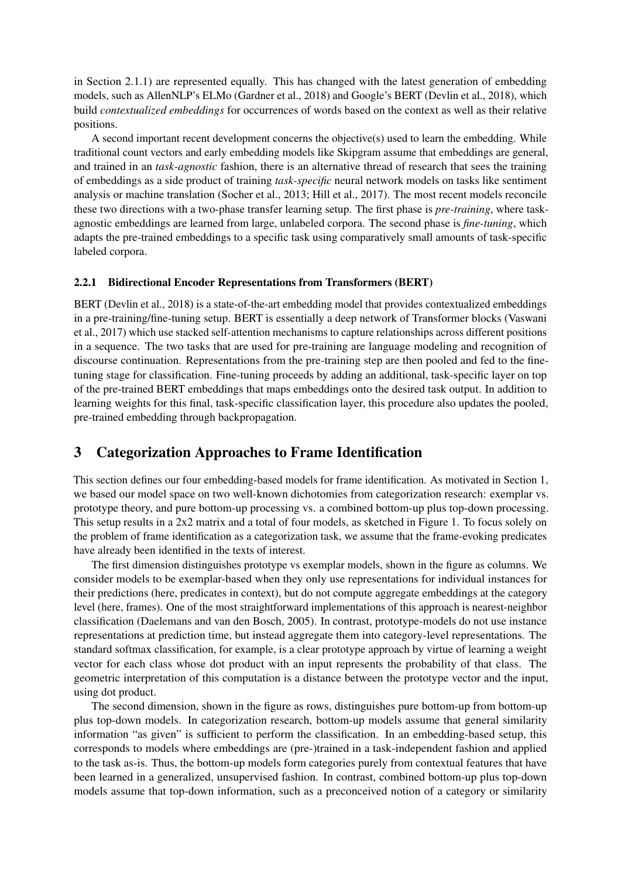in Section 2.1.1) are represented equally. This has changed with the latest generation of embedding models, such as AllenNLP's ELMo (Gardner et al., 2018) and Google's BERT (Devlin et al., 2018), which build *contextualized embeddings* for occurrences of words based on the context as well as their relative positions.

A second important recent development concerns the objective(s) used to learn the embedding. While traditional count vectors and early embedding models like Skipgram assume that embeddings are general, and trained in an *task-agnostic* fashion, there is an alternative thread of research that sees the training of embeddings as a side product of training *task-specific* neural network models on tasks like sentiment analysis or machine translation (Socher et al., 2013; Hill et al., 2017). The most recent models reconcile these two directions with a two-phase transfer learning setup. The first phase is *pre-training*, where task-agnostic embeddings are learned from large, unlabeled corpora. The second phase is *fine-tuning*, which adapts the pre-trained embeddings to a specific task using comparatively small amounts of task-specific labeled corpora.

#### 2.2.1 Bidirectional Encoder Representations from Transformers (BERT)

BERT (Devlin et al., 2018) is a state-of-the-art embedding model that provides contextualized embeddings in a pre-training/fine-tuning setup. BERT is essentially a deep network of Transformer blocks (Vaswani et al., 2017) which use stacked self-attention mechanisms to capture relationships across different positions in a sequence. The two tasks that are used for pre-training are language modeling and recognition of discourse continuation. Representations from the pre-training step are then pooled and fed to the fine-tuning stage for classification. Fine-tuning proceeds by adding an additional, task-specific layer on top of the pre-trained BERT embeddings that maps embeddings onto the desired task output. In addition to learning weights for this final, task-specific classification layer, this procedure also updates the pooled, pre-trained embedding through backpropagation.

## 3 Categorization Approaches to Frame Identification

This section defines our four embedding-based models for frame identification. As motivated in Section 1, we based our model space on two well-known dichotomies from categorization research: exemplar vs. prototype theory, and pure bottom-up processing vs. a combined bottom-up plus top-down processing. This setup results in a 2x2 matrix and a total of four models, as sketched in Figure 1. To focus solely on the problem of frame identification as a categorization task, we assume that the frame-evoking predicates have already been identified in the texts of interest.

The first dimension distinguishes prototype vs exemplar models, shown in the figure as columns. We consider models to be exemplar-based when they only use representations for individual instances for their predictions (here, predicates in context), but do not compute aggregate embeddings at the category level (here, frames). One of the most straightforward implementations of this approach is nearest-neighbor classification (Daelemans and van den Bosch, 2005). In contrast, prototype-models do not use instance representations at prediction time, but instead aggregate them into category-level representations. The standard softmax classification, for example, is a clear prototype approach by virtue of learning a weight vector for each class whose dot product with an input represents the probability of that class. The geometric interpretation of this computation is a distance between the prototype vector and the input, using dot product.

The second dimension, shown in the figure as rows, distinguishes pure bottom-up from bottom-up plus top-down models. In categorization research, bottom-up models assume that general similarity information "as given" is sufficient to perform the classification. In an embedding-based setup, this corresponds to models where embeddings are (pre-)trained in a task-independent fashion and applied to the task as-is. Thus, the bottom-up models form categories purely from contextual features that have been learned in a generalized, unsupervised fashion. In contrast, combined bottom-up plus top-down models assume that top-down information, such as a preconceived notion of a category or similarity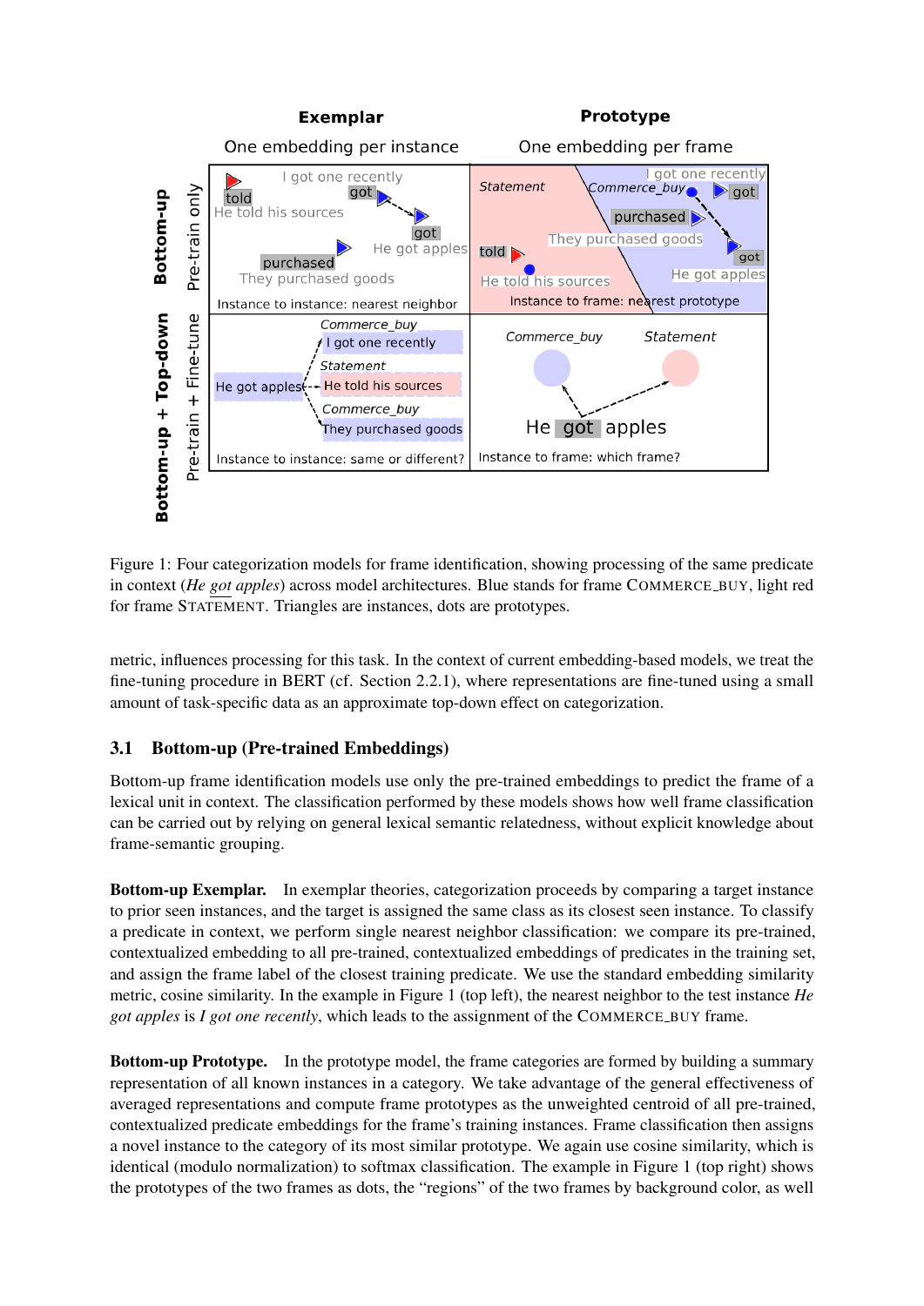Figure 1: Four categorization models for frame identification, showing processing of the same predicate in context (*He got apples*) across model architectures. Blue stands for frame COMMERCE_BUY, light red for frame STATEMENT. Triangles are instances, dots are prototypes.

metric, influences processing for this task. In the context of current embedding-based models, we treat the fine-tuning procedure in BERT (cf. Section 2.2.1), where representations are fine-tuned using a small amount of task-specific data as an approximate top-down effect on categorization.

### 3.1 Bottom-up (Pre-trained Embeddings)

Bottom-up frame identification models use only the pre-trained embeddings to predict the frame of a lexical unit in context. The classification performed by these models shows how well frame classification can be carried out by relying on general lexical semantic relatedness, without explicit knowledge about frame-semantic grouping.

**Bottom-up Exemplar.** In exemplar theories, categorization proceeds by comparing a target instance to prior seen instances, and the target is assigned the same class as its closest seen instance. To classify a predicate in context, we perform single nearest neighbor classification: we compare its pre-trained, contextualized embedding to all pre-trained, contextualized embeddings of predicates in the training set, and assign the frame label of the closest training predicate. We use the standard embedding similarity metric, cosine similarity. In the example in Figure 1 (top left), the nearest neighbor to the test instance *He got apples* is *I got one recently*, which leads to the assignment of the COMMERCE_BUY frame.

**Bottom-up Prototype.** In the prototype model, the frame categories are formed by building a summary representation of all known instances in a category. We take advantage of the general effectiveness of averaged representations and compute frame prototypes as the unweighted centroid of all pre-trained, contextualized predicate embeddings for the frame's training instances. Frame classification then assigns a novel instance to the category of its most similar prototype. We again use cosine similarity, which is identical (modulo normalization) to softmax classification. The example in Figure 1 (top right) shows the prototypes of the two frames as dots, the "regions" of the two frames by background color, as well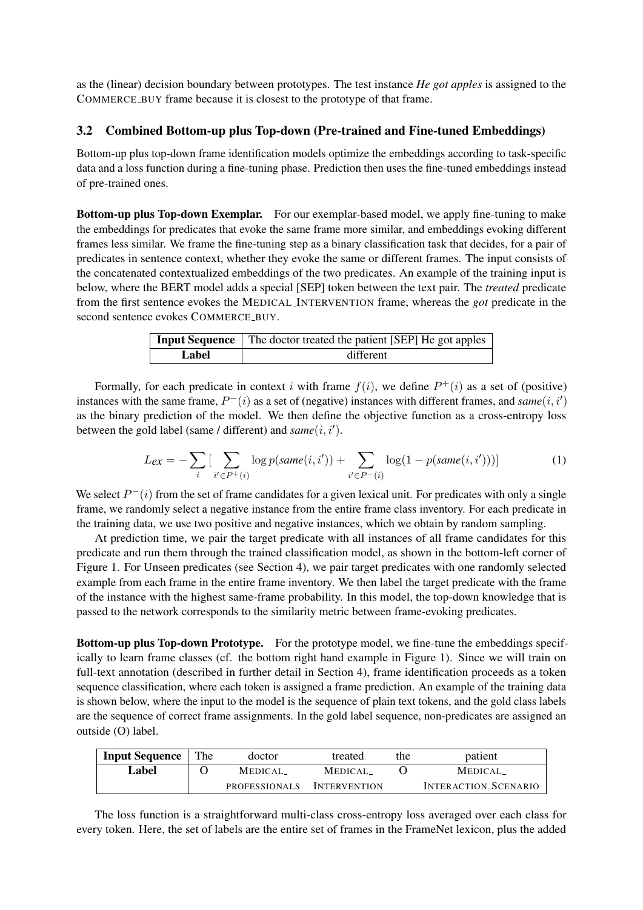as the (linear) decision boundary between prototypes. The test instance *He got apples* is assigned to the COMMERCE_BUY frame because it is closest to the prototype of that frame.

### 3.2 Combined Bottom-up plus Top-down (Pre-trained and Fine-tuned Embeddings)

Bottom-up plus top-down frame identification models optimize the embeddings according to task-specific data and a loss function during a fine-tuning phase. Prediction then uses the fine-tuned embeddings instead of pre-trained ones.

**Bottom-up plus Top-down Exemplar.** For our exemplar-based model, we apply fine-tuning to make the embeddings for predicates that evoke the same frame more similar, and embeddings evoking different frames less similar. We frame the fine-tuning step as a binary classification task that decides, for a pair of predicates in sentence context, whether they evoke the same or different frames. The input consists of the concatenated contextualized embeddings of the two predicates. An example of the training input is below, where the BERT model adds a special [SEP] token between the text pair. The *treated* predicate from the first sentence evokes the MEDICAL_INTERVENTION frame, whereas the *got* predicate in the second sentence evokes COMMERCE_BUY.

| **Input Sequence** | The doctor treated the patient [SEP] He got apples |
|---|---|
| **Label** | different |

Formally, for each predicate in context $i$ with frame $f(i)$, we define $P^{+}(i)$ as a set of (positive) instances with the same frame, $P^{-}(i)$ as a set of (negative) instances with different frames, and $\textit{same}(i, i')$ as the binary prediction of the model. We then define the objective function as a cross-entropy loss between the gold label (same / different) and $\textit{same}(i, i')$.

$$Lex = -\sum_{i} \Big[ \sum_{i' \in P^{+}(i)} \log p(\textit{same}(i, i')) + \sum_{i' \in P^{-}(i)} \log(1 - p(\textit{same}(i, i'))) \Big] \tag{1}$$

We select $P^{-}(i)$ from the set of frame candidates for a given lexical unit. For predicates with only a single frame, we randomly select a negative instance from the entire frame class inventory. For each predicate in the training data, we use two positive and negative instances, which we obtain by random sampling.

At prediction time, we pair the target predicate with all instances of all frame candidates for this predicate and run them through the trained classification model, as shown in the bottom-left corner of Figure 1. For Unseen predicates (see Section 4), we pair target predicates with one randomly selected example from each frame in the entire frame inventory. We then label the target predicate with the frame of the instance with the highest same-frame probability. In this model, the top-down knowledge that is passed to the network corresponds to the similarity metric between frame-evoking predicates.

**Bottom-up plus Top-down Prototype.** For the prototype model, we fine-tune the embeddings specifically to learn frame classes (cf. the bottom right hand example in Figure 1). Since we will train on full-text annotation (described in further detail in Section 4), frame identification proceeds as a token sequence classification, where each token is assigned a frame prediction. An example of the training data is shown below, where the input to the model is the sequence of plain text tokens, and the gold class labels are the sequence of correct frame assignments. In the gold label sequence, non-predicates are assigned an outside (O) label.

| **Input Sequence** | The | doctor | treated | the | patient |
|---|---|---|---|---|---|
| **Label** | O | MEDICAL_PROFESSIONALS | MEDICAL_INTERVENTION | O | MEDICAL_INTERACTION_SCENARIO |

The loss function is a straightforward multi-class cross-entropy loss averaged over each class for every token. Here, the set of labels are the entire set of frames in the FrameNet lexicon, plus the added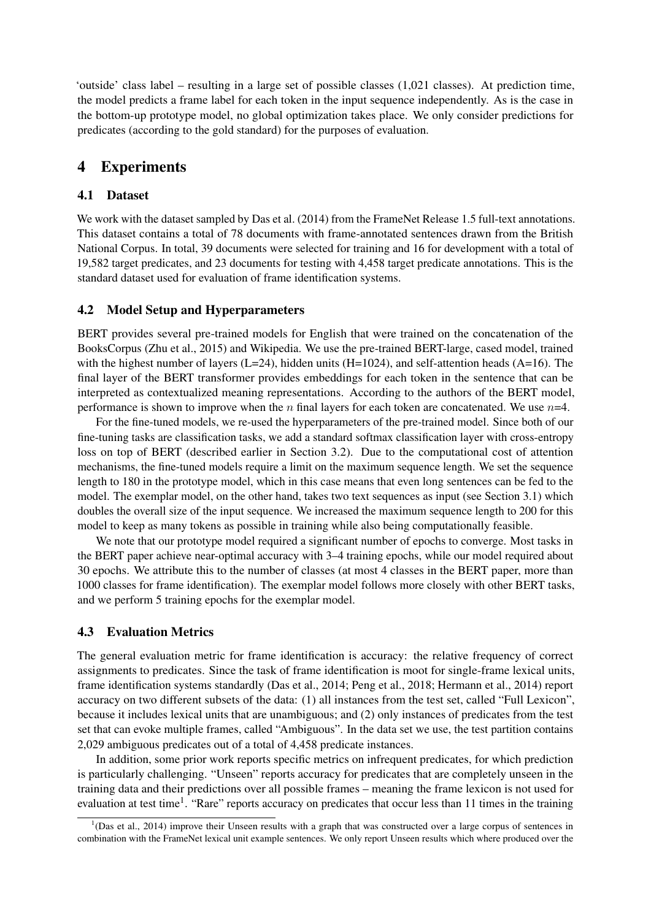'outside' class label – resulting in a large set of possible classes (1,021 classes). At prediction time, the model predicts a frame label for each token in the input sequence independently. As is the case in the bottom-up prototype model, no global optimization takes place. We only consider predictions for predicates (according to the gold standard) for the purposes of evaluation.

# 4 Experiments

## 4.1 Dataset

We work with the dataset sampled by Das et al. (2014) from the FrameNet Release 1.5 full-text annotations. This dataset contains a total of 78 documents with frame-annotated sentences drawn from the British National Corpus. In total, 39 documents were selected for training and 16 for development with a total of 19,582 target predicates, and 23 documents for testing with 4,458 target predicate annotations. This is the standard dataset used for evaluation of frame identification systems.

## 4.2 Model Setup and Hyperparameters

BERT provides several pre-trained models for English that were trained on the concatenation of the BooksCorpus (Zhu et al., 2015) and Wikipedia. We use the pre-trained BERT-large, cased model, trained with the highest number of layers (L=24), hidden units (H=1024), and self-attention heads (A=16). The final layer of the BERT transformer provides embeddings for each token in the sentence that can be interpreted as contextualized meaning representations. According to the authors of the BERT model, performance is shown to improve when the $n$ final layers for each token are concatenated. We use $n$=4.

For the fine-tuned models, we re-used the hyperparameters of the pre-trained model. Since both of our fine-tuning tasks are classification tasks, we add a standard softmax classification layer with cross-entropy loss on top of BERT (described earlier in Section 3.2). Due to the computational cost of attention mechanisms, the fine-tuned models require a limit on the maximum sequence length. We set the sequence length to 180 in the prototype model, which in this case means that even long sentences can be fed to the model. The exemplar model, on the other hand, takes two text sequences as input (see Section 3.1) which doubles the overall size of the input sequence. We increased the maximum sequence length to 200 for this model to keep as many tokens as possible in training while also being computationally feasible.

We note that our prototype model required a significant number of epochs to converge. Most tasks in the BERT paper achieve near-optimal accuracy with 3–4 training epochs, while our model required about 30 epochs. We attribute this to the number of classes (at most 4 classes in the BERT paper, more than 1000 classes for frame identification). The exemplar model follows more closely with other BERT tasks, and we perform 5 training epochs for the exemplar model.

## 4.3 Evaluation Metrics

The general evaluation metric for frame identification is accuracy: the relative frequency of correct assignments to predicates. Since the task of frame identification is moot for single-frame lexical units, frame identification systems standardly (Das et al., 2014; Peng et al., 2018; Hermann et al., 2014) report accuracy on two different subsets of the data: (1) all instances from the test set, called "Full Lexicon", because it includes lexical units that are unambiguous; and (2) only instances of predicates from the test set that can evoke multiple frames, called "Ambiguous". In the data set we use, the test partition contains 2,029 ambiguous predicates out of a total of 4,458 predicate instances.

In addition, some prior work reports specific metrics on infrequent predicates, for which prediction is particularly challenging. "Unseen" reports accuracy for predicates that are completely unseen in the training data and their predictions over all possible frames – meaning the frame lexicon is not used for evaluation at test time[1]. "Rare" reports accuracy on predicates that occur less than 11 times in the training

[1](Das et al., 2014) improve their Unseen results with a graph that was constructed over a large corpus of sentences in combination with the FrameNet lexical unit example sentences. We only report Unseen results which where produced over the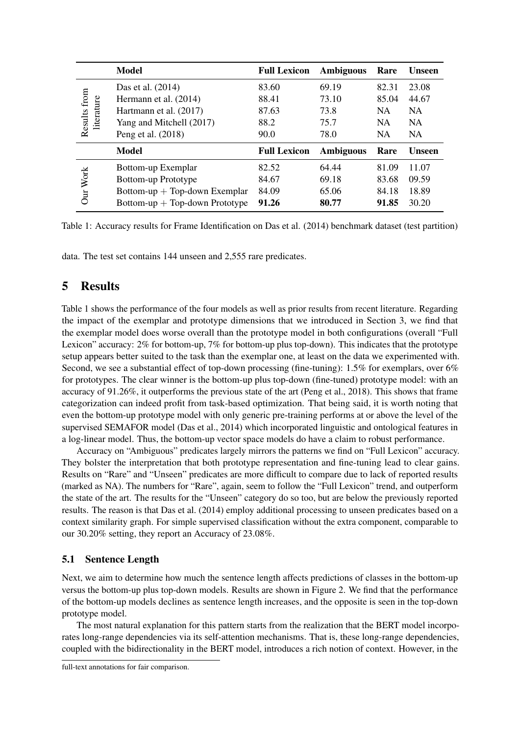| | Model | Full Lexicon | Ambiguous | Rare | Unseen |
|---|---|---|---|---|---|
| Results from literature | Das et al. (2014) | 83.60 | 69.19 | 82.31 | 23.08 |
| | Hermann et al. (2014) | 88.41 | 73.10 | 85.04 | 44.67 |
| | Hartmann et al. (2017) | 87.63 | 73.8 | NA | NA |
| | Yang and Mitchell (2017) | 88.2 | 75.7 | NA | NA |
| | Peng et al. (2018) | 90.0 | 78.0 | NA | NA |
| | **Model** | **Full Lexicon** | **Ambiguous** | **Rare** | **Unseen** |
| Our Work | Bottom-up Exemplar | 82.52 | 64.44 | 81.09 | 11.07 |
| | Bottom-up Prototype | 84.67 | 69.18 | 83.68 | 09.59 |
| | Bottom-up + Top-down Exemplar | 84.09 | 65.06 | 84.18 | 18.89 |
| | Bottom-up + Top-down Prototype | **91.26** | **80.77** | **91.85** | 30.20 |

Table 1: Accuracy results for Frame Identification on Das et al. (2014) benchmark dataset (test partition)

data. The test set contains 144 unseen and 2,555 rare predicates.

## 5 Results

Table 1 shows the performance of the four models as well as prior results from recent literature. Regarding the impact of the exemplar and prototype dimensions that we introduced in Section 3, we find that the exemplar model does worse overall than the prototype model in both configurations (overall "Full Lexicon" accuracy: 2% for bottom-up, 7% for bottom-up plus top-down). This indicates that the prototype setup appears better suited to the task than the exemplar one, at least on the data we experimented with. Second, we see a substantial effect of top-down processing (fine-tuning): 1.5% for exemplars, over 6% for prototypes. The clear winner is the bottom-up plus top-down (fine-tuned) prototype model: with an accuracy of 91.26%, it outperforms the previous state of the art (Peng et al., 2018). This shows that frame categorization can indeed profit from task-based optimization. That being said, it is worth noting that even the bottom-up prototype model with only generic pre-training performs at or above the level of the supervised SEMAFOR model (Das et al., 2014) which incorporated linguistic and ontological features in a log-linear model. Thus, the bottom-up vector space models do have a claim to robust performance.

Accuracy on "Ambiguous" predicates largely mirrors the patterns we find on "Full Lexicon" accuracy. They bolster the interpretation that both prototype representation and fine-tuning lead to clear gains. Results on "Rare" and "Unseen" predicates are more difficult to compare due to lack of reported results (marked as NA). The numbers for "Rare", again, seem to follow the "Full Lexicon" trend, and outperform the state of the art. The results for the "Unseen" category do so too, but are below the previously reported results. The reason is that Das et al. (2014) employ additional processing to unseen predicates based on a context similarity graph. For simple supervised classification without the extra component, comparable to our 30.20% setting, they report an Accuracy of 23.08%.

### 5.1 Sentence Length

Next, we aim to determine how much the sentence length affects predictions of classes in the bottom-up versus the bottom-up plus top-down models. Results are shown in Figure 2. We find that the performance of the bottom-up models declines as sentence length increases, and the opposite is seen in the top-down prototype model.

The most natural explanation for this pattern starts from the realization that the BERT model incorporates long-range dependencies via its self-attention mechanisms. That is, these long-range dependencies, coupled with the bidirectionality in the BERT model, introduces a rich notion of context. However, in the

full-text annotations for fair comparison.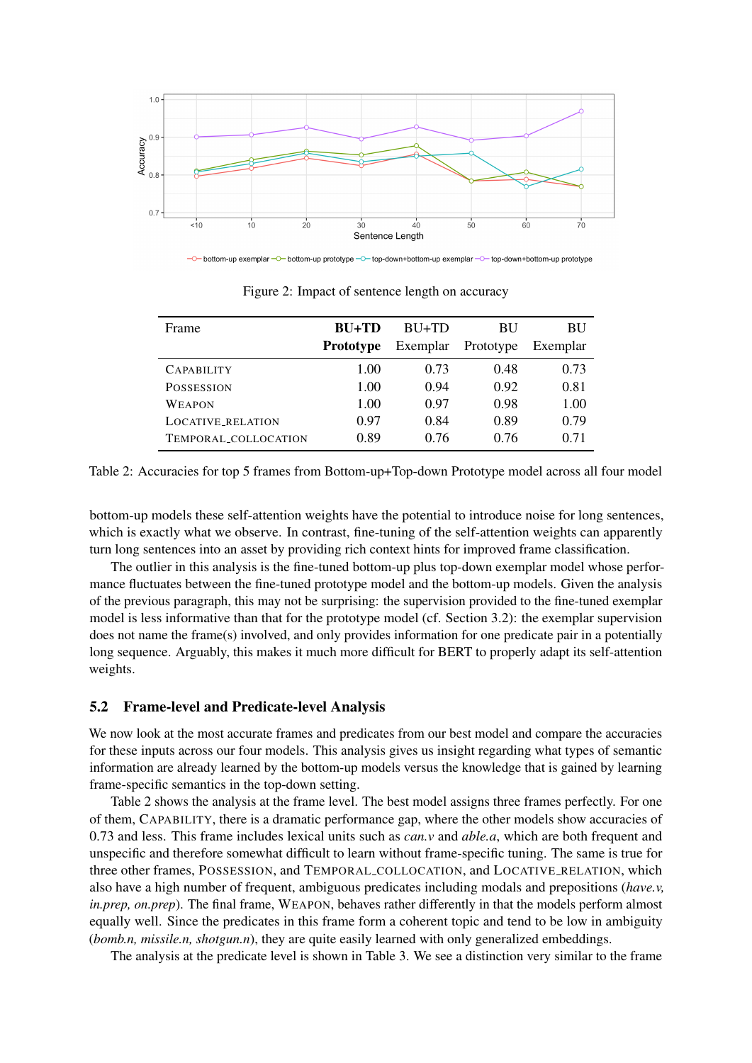Figure 2: Impact of sentence length on accuracy

| Frame | **BU+TD Prototype** | BU+TD Exemplar | BU Prototype | BU Exemplar |
|---|---|---|---|---|
| CAPABILITY | 1.00 | 0.73 | 0.48 | 0.73 |
| POSSESSION | 1.00 | 0.94 | 0.92 | 0.81 |
| WEAPON | 1.00 | 0.97 | 0.98 | 1.00 |
| LOCATIVE_RELATION | 0.97 | 0.84 | 0.89 | 0.79 |
| TEMPORAL_COLLOCATION | 0.89 | 0.76 | 0.76 | 0.71 |

Table 2: Accuracies for top 5 frames from Bottom-up+Top-down Prototype model across all four model

bottom-up models these self-attention weights have the potential to introduce noise for long sentences, which is exactly what we observe. In contrast, fine-tuning of the self-attention weights can apparently turn long sentences into an asset by providing rich context hints for improved frame classification.

The outlier in this analysis is the fine-tuned bottom-up plus top-down exemplar model whose performance fluctuates between the fine-tuned prototype model and the bottom-up models. Given the analysis of the previous paragraph, this may not be surprising: the supervision provided to the fine-tuned exemplar model is less informative than that for the prototype model (cf. Section 3.2): the exemplar supervision does not name the frame(s) involved, and only provides information for one predicate pair in a potentially long sequence. Arguably, this makes it much more difficult for BERT to properly adapt its self-attention weights.

## 5.2 Frame-level and Predicate-level Analysis

We now look at the most accurate frames and predicates from our best model and compare the accuracies for these inputs across our four models. This analysis gives us insight regarding what types of semantic information are already learned by the bottom-up models versus the knowledge that is gained by learning frame-specific semantics in the top-down setting.

Table 2 shows the analysis at the frame level. The best model assigns three frames perfectly. For one of them, CAPABILITY, there is a dramatic performance gap, where the other models show accuracies of 0.73 and less. This frame includes lexical units such as *can.v* and *able.a*, which are both frequent and unspecific and therefore somewhat difficult to learn without frame-specific tuning. The same is true for three other frames, POSSESSION, and TEMPORAL_COLLOCATION, and LOCATIVE_RELATION, which also have a high number of frequent, ambiguous predicates including modals and prepositions (*have.v, in.prep, on.prep*). The final frame, WEAPON, behaves rather differently in that the models perform almost equally well. Since the predicates in this frame form a coherent topic and tend to be low in ambiguity (*bomb.n, missile.n, shotgun.n*), they are quite easily learned with only generalized embeddings.

The analysis at the predicate level is shown in Table 3. We see a distinction very similar to the frame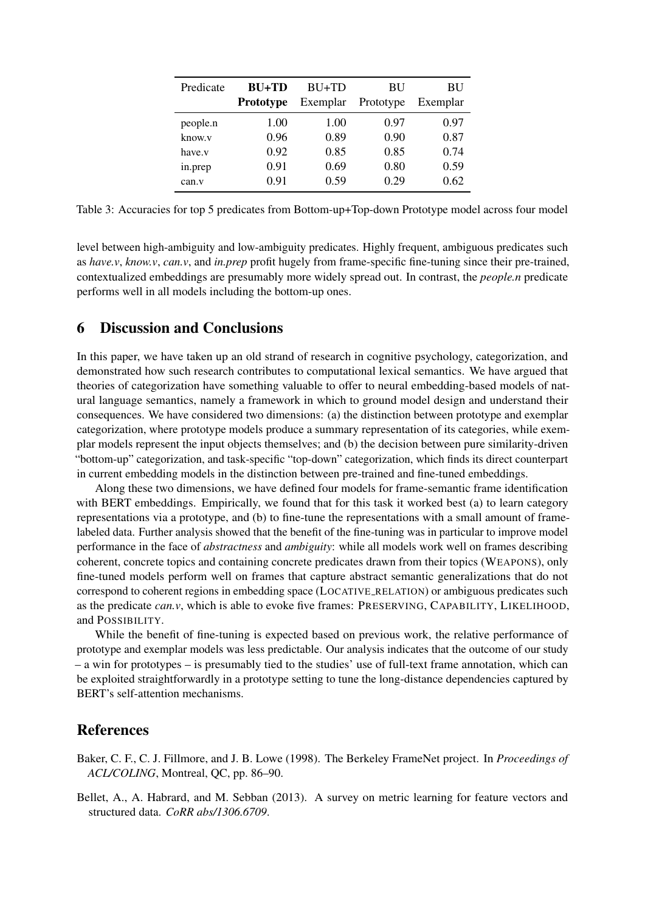| Predicate | **BU+TD Prototype** | BU+TD Exemplar | BU Prototype | BU Exemplar |
|---|---|---|---|---|
| people.n | 1.00 | 1.00 | 0.97 | 0.97 |
| know.v | 0.96 | 0.89 | 0.90 | 0.87 |
| have.v | 0.92 | 0.85 | 0.85 | 0.74 |
| in.prep | 0.91 | 0.69 | 0.80 | 0.59 |
| can.v | 0.91 | 0.59 | 0.29 | 0.62 |

Table 3: Accuracies for top 5 predicates from Bottom-up+Top-down Prototype model across four model

level between high-ambiguity and low-ambiguity predicates. Highly frequent, ambiguous predicates such as *have.v*, *know.v*, *can.v*, and *in.prep* profit hugely from frame-specific fine-tuning since their pre-trained, contextualized embeddings are presumably more widely spread out. In contrast, the *people.n* predicate performs well in all models including the bottom-up ones.

## 6 Discussion and Conclusions

In this paper, we have taken up an old strand of research in cognitive psychology, categorization, and demonstrated how such research contributes to computational lexical semantics. We have argued that theories of categorization have something valuable to offer to neural embedding-based models of natural language semantics, namely a framework in which to ground model design and understand their consequences. We have considered two dimensions: (a) the distinction between prototype and exemplar categorization, where prototype models produce a summary representation of its categories, while exemplar models represent the input objects themselves; and (b) the decision between pure similarity-driven "bottom-up" categorization, and task-specific "top-down" categorization, which finds its direct counterpart in current embedding models in the distinction between pre-trained and fine-tuned embeddings.

Along these two dimensions, we have defined four models for frame-semantic frame identification with BERT embeddings. Empirically, we found that for this task it worked best (a) to learn category representations via a prototype, and (b) to fine-tune the representations with a small amount of frame-labeled data. Further analysis showed that the benefit of the fine-tuning was in particular to improve model performance in the face of *abstractness* and *ambiguity*: while all models work well on frames describing coherent, concrete topics and containing concrete predicates drawn from their topics (WEAPONS), only fine-tuned models perform well on frames that capture abstract semantic generalizations that do not correspond to coherent regions in embedding space (LOCATIVE_RELATION) or ambiguous predicates such as the predicate *can.v*, which is able to evoke five frames: PRESERVING, CAPABILITY, LIKELIHOOD, and POSSIBILITY.

While the benefit of fine-tuning is expected based on previous work, the relative performance of prototype and exemplar models was less predictable. Our analysis indicates that the outcome of our study – a win for prototypes – is presumably tied to the studies' use of full-text frame annotation, which can be exploited straightforwardly in a prototype setting to tune the long-distance dependencies captured by BERT's self-attention mechanisms.

## References

Baker, C. F., C. J. Fillmore, and J. B. Lowe (1998). The Berkeley FrameNet project. In *Proceedings of ACL/COLING*, Montreal, QC, pp. 86–90.

Bellet, A., A. Habrard, and M. Sebban (2013). A survey on metric learning for feature vectors and structured data. *CoRR abs/1306.6709*.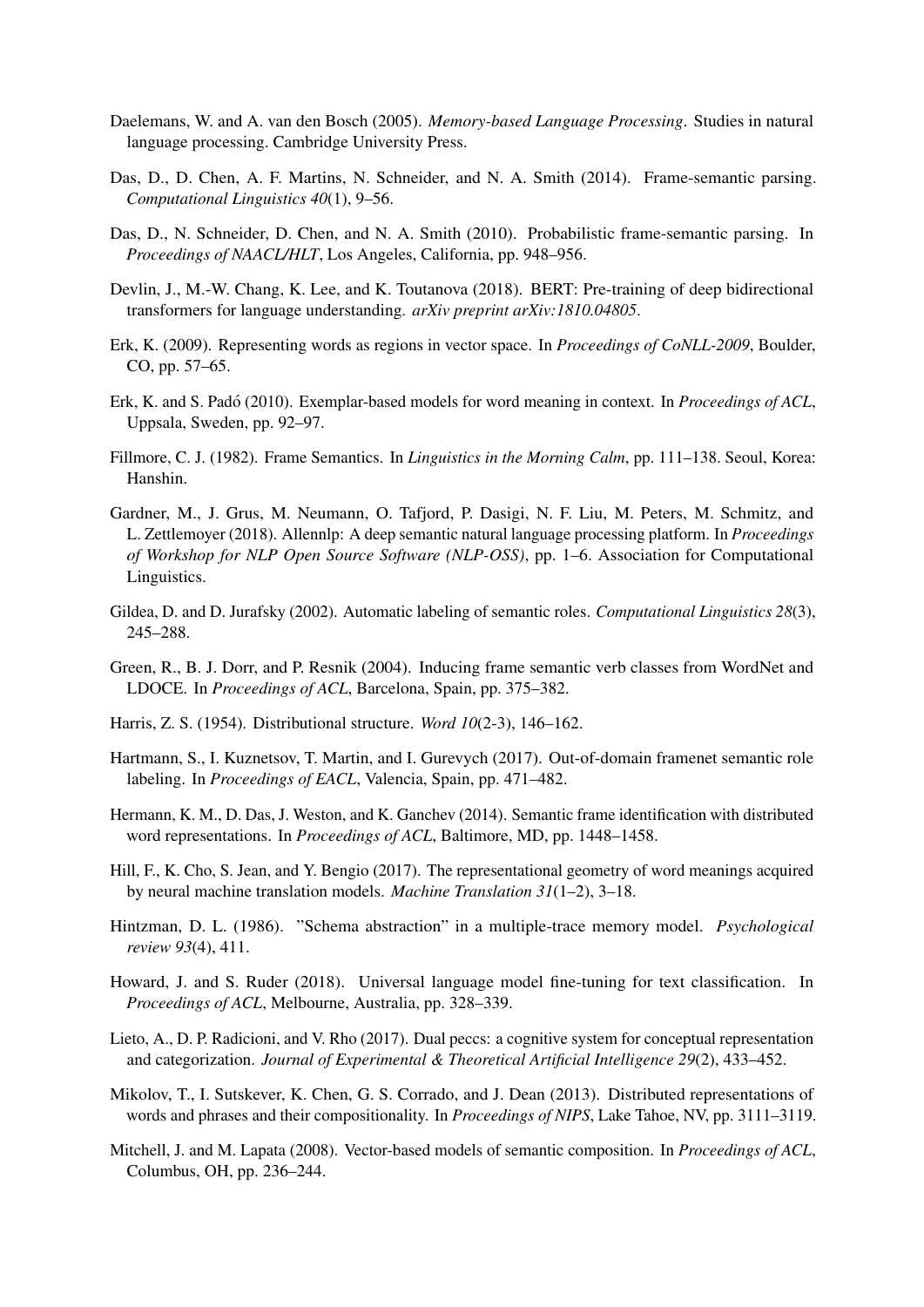Daelemans, W. and A. van den Bosch (2005). *Memory-based Language Processing*. Studies in natural language processing. Cambridge University Press.

Das, D., D. Chen, A. F. Martins, N. Schneider, and N. A. Smith (2014). Frame-semantic parsing. *Computational Linguistics 40*(1), 9–56.

Das, D., N. Schneider, D. Chen, and N. A. Smith (2010). Probabilistic frame-semantic parsing. In *Proceedings of NAACL/HLT*, Los Angeles, California, pp. 948–956.

Devlin, J., M.-W. Chang, K. Lee, and K. Toutanova (2018). BERT: Pre-training of deep bidirectional transformers for language understanding. *arXiv preprint arXiv:1810.04805*.

Erk, K. (2009). Representing words as regions in vector space. In *Proceedings of CoNLL-2009*, Boulder, CO, pp. 57–65.

Erk, K. and S. Padó (2010). Exemplar-based models for word meaning in context. In *Proceedings of ACL*, Uppsala, Sweden, pp. 92–97.

Fillmore, C. J. (1982). Frame Semantics. In *Linguistics in the Morning Calm*, pp. 111–138. Seoul, Korea: Hanshin.

Gardner, M., J. Grus, M. Neumann, O. Tafjord, P. Dasigi, N. F. Liu, M. Peters, M. Schmitz, and L. Zettlemoyer (2018). Allennlp: A deep semantic natural language processing platform. In *Proceedings of Workshop for NLP Open Source Software (NLP-OSS)*, pp. 1–6. Association for Computational Linguistics.

Gildea, D. and D. Jurafsky (2002). Automatic labeling of semantic roles. *Computational Linguistics 28*(3), 245–288.

Green, R., B. J. Dorr, and P. Resnik (2004). Inducing frame semantic verb classes from WordNet and LDOCE. In *Proceedings of ACL*, Barcelona, Spain, pp. 375–382.

Harris, Z. S. (1954). Distributional structure. *Word 10*(2-3), 146–162.

Hartmann, S., I. Kuznetsov, T. Martin, and I. Gurevych (2017). Out-of-domain framenet semantic role labeling. In *Proceedings of EACL*, Valencia, Spain, pp. 471–482.

Hermann, K. M., D. Das, J. Weston, and K. Ganchev (2014). Semantic frame identification with distributed word representations. In *Proceedings of ACL*, Baltimore, MD, pp. 1448–1458.

Hill, F., K. Cho, S. Jean, and Y. Bengio (2017). The representational geometry of word meanings acquired by neural machine translation models. *Machine Translation 31*(1–2), 3–18.

Hintzman, D. L. (1986). "Schema abstraction" in a multiple-trace memory model. *Psychological review 93*(4), 411.

Howard, J. and S. Ruder (2018). Universal language model fine-tuning for text classification. In *Proceedings of ACL*, Melbourne, Australia, pp. 328–339.

Lieto, A., D. P. Radicioni, and V. Rho (2017). Dual peccs: a cognitive system for conceptual representation and categorization. *Journal of Experimental & Theoretical Artificial Intelligence 29*(2), 433–452.

Mikolov, T., I. Sutskever, K. Chen, G. S. Corrado, and J. Dean (2013). Distributed representations of words and phrases and their compositionality. In *Proceedings of NIPS*, Lake Tahoe, NV, pp. 3111–3119.

Mitchell, J. and M. Lapata (2008). Vector-based models of semantic composition. In *Proceedings of ACL*, Columbus, OH, pp. 236–244.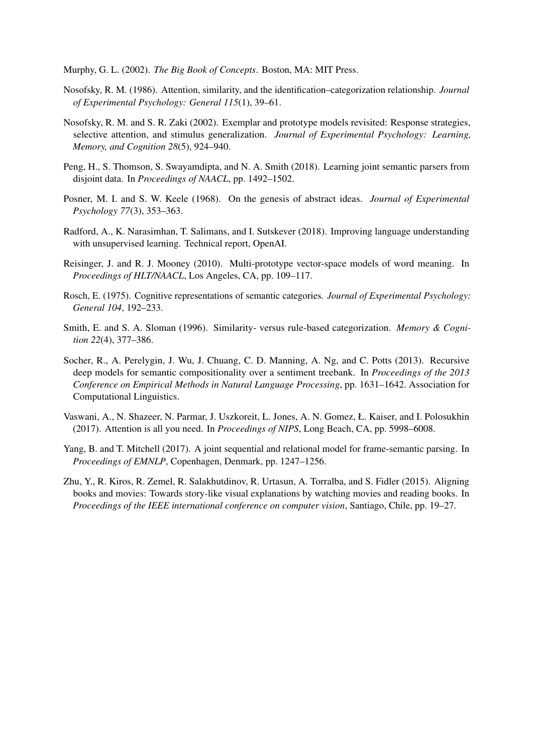Murphy, G. L. (2002). *The Big Book of Concepts*. Boston, MA: MIT Press.

Nosofsky, R. M. (1986). Attention, similarity, and the identification–categorization relationship. *Journal of Experimental Psychology: General 115*(1), 39–61.

Nosofsky, R. M. and S. R. Zaki (2002). Exemplar and prototype models revisited: Response strategies, selective attention, and stimulus generalization. *Journal of Experimental Psychology: Learning, Memory, and Cognition 28*(5), 924–940.

Peng, H., S. Thomson, S. Swayamdipta, and N. A. Smith (2018). Learning joint semantic parsers from disjoint data. In *Proceedings of NAACL*, pp. 1492–1502.

Posner, M. I. and S. W. Keele (1968). On the genesis of abstract ideas. *Journal of Experimental Psychology 77*(3), 353–363.

Radford, A., K. Narasimhan, T. Salimans, and I. Sutskever (2018). Improving language understanding with unsupervised learning. Technical report, OpenAI.

Reisinger, J. and R. J. Mooney (2010). Multi-prototype vector-space models of word meaning. In *Proceedings of HLT/NAACL*, Los Angeles, CA, pp. 109–117.

Rosch, E. (1975). Cognitive representations of semantic categories. *Journal of Experimental Psychology: General 104*, 192–233.

Smith, E. and S. A. Sloman (1996). Similarity- versus rule-based categorization. *Memory & Cognition 22*(4), 377–386.

Socher, R., A. Perelygin, J. Wu, J. Chuang, C. D. Manning, A. Ng, and C. Potts (2013). Recursive deep models for semantic compositionality over a sentiment treebank. In *Proceedings of the 2013 Conference on Empirical Methods in Natural Language Processing*, pp. 1631–1642. Association for Computational Linguistics.

Vaswani, A., N. Shazeer, N. Parmar, J. Uszkoreit, L. Jones, A. N. Gomez, Ł. Kaiser, and I. Polosukhin (2017). Attention is all you need. In *Proceedings of NIPS*, Long Beach, CA, pp. 5998–6008.

Yang, B. and T. Mitchell (2017). A joint sequential and relational model for frame-semantic parsing. In *Proceedings of EMNLP*, Copenhagen, Denmark, pp. 1247–1256.

Zhu, Y., R. Kiros, R. Zemel, R. Salakhutdinov, R. Urtasun, A. Torralba, and S. Fidler (2015). Aligning books and movies: Towards story-like visual explanations by watching movies and reading books. In *Proceedings of the IEEE international conference on computer vision*, Santiago, Chile, pp. 19–27.